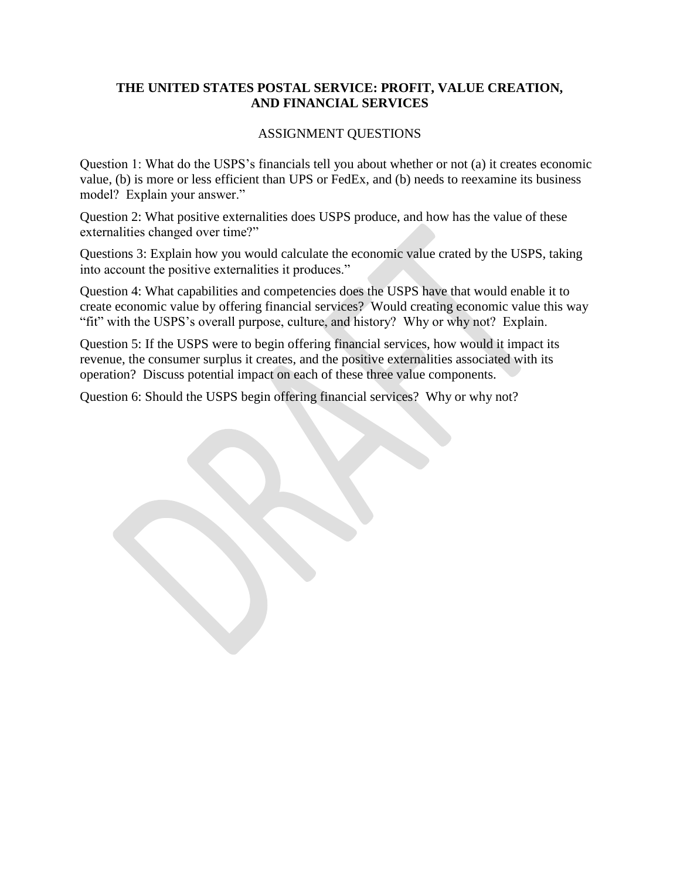# THE UNITED STATES POSTAL SERVICE: PROFIT, VALUE CREATION, AND FINANCIAL SERVICES

## ASSIGNMENT QUESTIONS

Question 1: What do the USPS's financials tell you about whether or not (a) it creates economic value, (b) is more or less efficient than UPS or FedEx, and (b) needs to reexamine its business model? Explain your answer."

Question 2: What positive externalities does USPS produce, and how has the value of these externalities changed over time?"

Questions 3: Explain how you would calculate the economic value crated by the USPS, taking into account the positive externalities it produces."

Question 4: What capabilities and competencies does the USPS have that would enable it to create economic value by offering financial services? Would creating economic value this way "fit" with the USPS's overall purpose, culture, and history? Why or why not? Explain.

Question 5: If the USPS were to begin offering financial services, how would it impact its revenue, the consumer surplus it creates, and the positive externalities associated with its operation? Discuss potential impact on each of these three value components.

Question 6: Should the USPS begin offering financial services? Why or why not?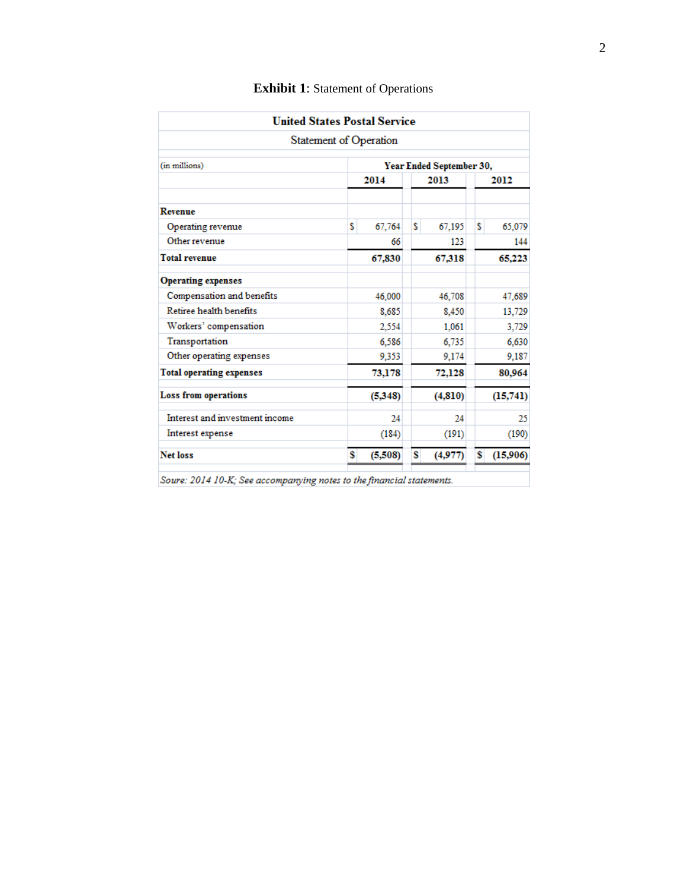**Exhibit 1**: Statement of Operations

| United States Postal Service | | | |
|---|---|---|---|
| Statement of Operation | | | |
| (in millions) | Year Ended September 30, | | |
| | 2014 | 2013 | 2012 |
| **Revenue** | | | |
| Operating revenue | $ 67,764 | $ 67,195 | $ 65,079 |
| Other revenue | 66 | 123 | 144 |
| **Total revenue** | **67,830** | **67,318** | **65,223** |
| **Operating expenses** | | | |
| Compensation and benefits | 46,000 | 46,708 | 47,689 |
| Retiree health benefits | 8,685 | 8,450 | 13,729 |
| Workers' compensation | 2,554 | 1,061 | 3,729 |
| Transportation | 6,586 | 6,735 | 6,630 |
| Other operating expenses | 9,353 | 9,174 | 9,187 |
| **Total operating expenses** | **73,178** | **72,128** | **80,964** |
| **Loss from operations** | **(5,348)** | **(4,810)** | **(15,741)** |
| Interest and investment income | 24 | 24 | 25 |
| Interest expense | (184) | (191) | (190) |
| **Net loss** | **$ (5,508)** | **$ (4,977)** | **$ (15,906)** |

*Soure: 2014 10-K; See accompanying notes to the financial statements.*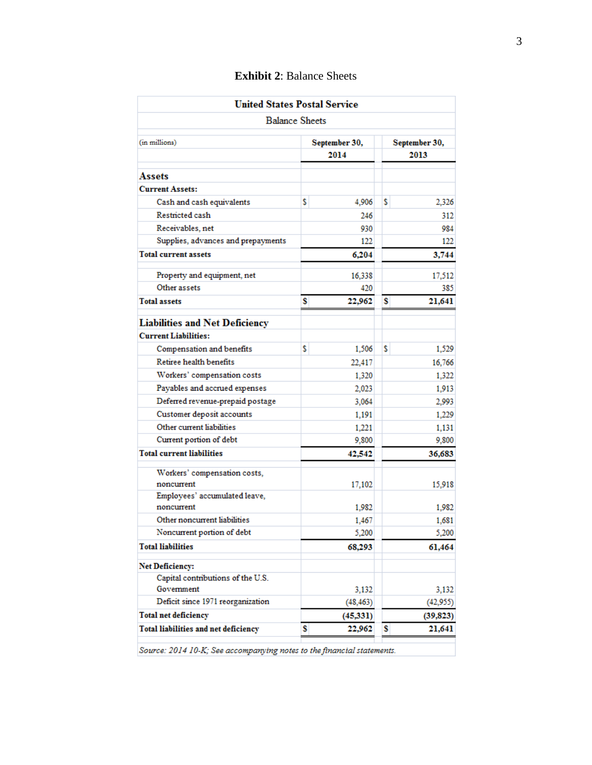**Exhibit 2**: Balance Sheets

| United States Postal Service<br>Balance Sheets | | |
|---|---|---|
| (in millions) | September 30, 2014 | September 30, 2013 |
| **Assets** | | |
| **Current Assets:** | | |
| Cash and cash equivalents | $ 4,906 | $ 2,326 |
| Restricted cash | 246 | 312 |
| Receivables, net | 930 | 984 |
| Supplies, advances and prepayments | 122 | 122 |
| **Total current assets** | **6,204** | **3,744** |
| Property and equipment, net | 16,338 | 17,512 |
| Other assets | 420 | 385 |
| **Total assets** | **$ 22,962** | **$ 21,641** |
| **Liabilities and Net Deficiency** | | |
| **Current Liabilities:** | | |
| Compensation and benefits | $ 1,506 | $ 1,529 |
| Retiree health benefits | 22,417 | 16,766 |
| Workers' compensation costs | 1,320 | 1,322 |
| Payables and accrued expenses | 2,023 | 1,913 |
| Deferred revenue-prepaid postage | 3,064 | 2,993 |
| Customer deposit accounts | 1,191 | 1,229 |
| Other current liabilities | 1,221 | 1,131 |
| Current portion of debt | 9,800 | 9,800 |
| **Total current liabilities** | **42,542** | **36,683** |
| Workers' compensation costs, noncurrent | 17,102 | 15,918 |
| Employees' accumulated leave, noncurrent | 1,982 | 1,982 |
| Other noncurrent liabilities | 1,467 | 1,681 |
| Noncurrent portion of debt | 5,200 | 5,200 |
| **Total liabilities** | **68,293** | **61,464** |
| **Net Deficiency:** | | |
| Capital contributions of the U.S. Government | 3,132 | 3,132 |
| Deficit since 1971 reorganization | (48,463) | (42,955) |
| **Total net deficiency** | **(45,331)** | **(39,823)** |
| **Total liabilities and net deficiency** | **$ 22,962** | **$ 21,641** |

*Source: 2014 10-K; See accompanying notes to the financial statements.*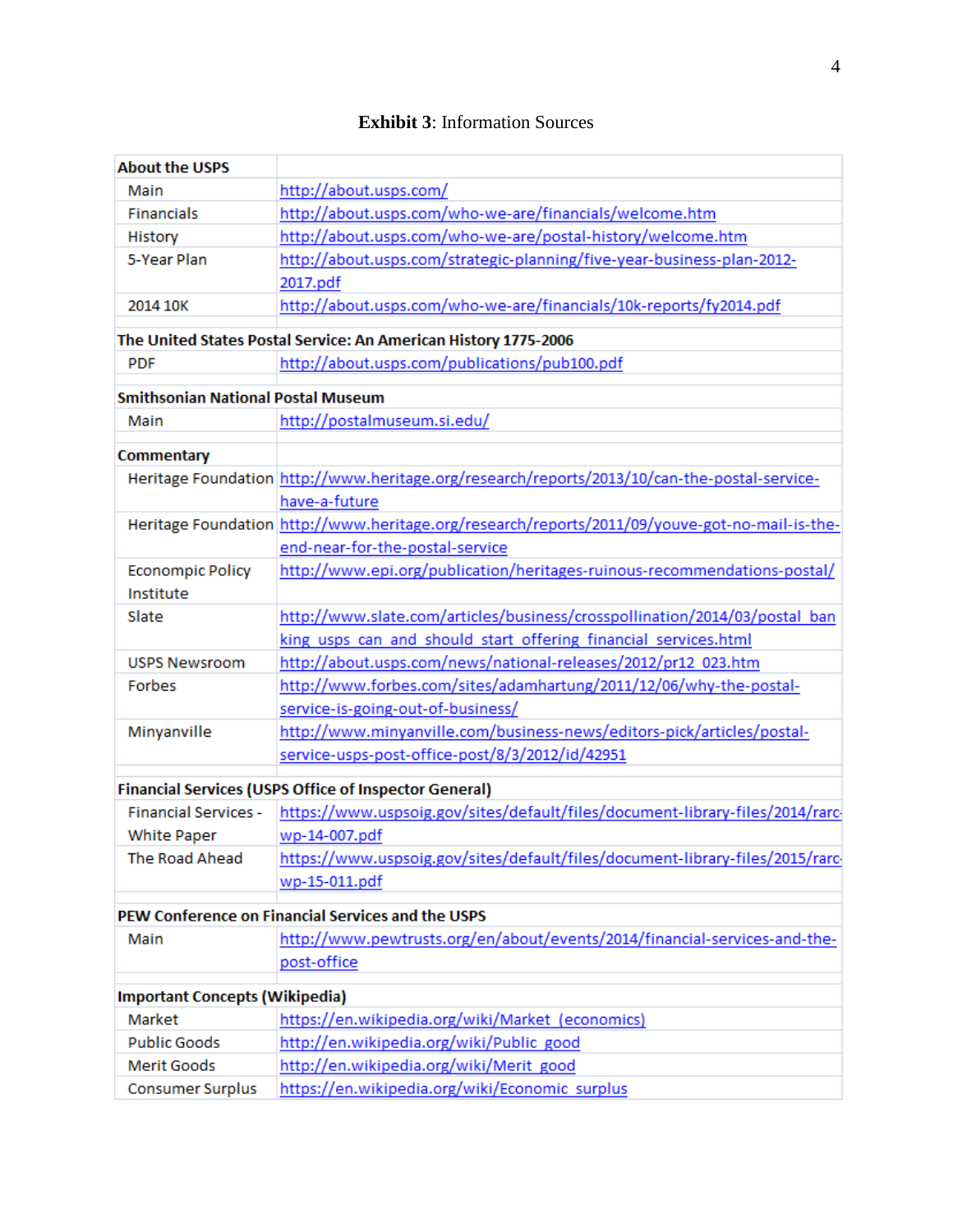**Exhibit 3**: Information Sources

| | |
|---|---|
| **About the USPS** | |
| Main | http://about.usps.com/ |
| Financials | http://about.usps.com/who-we-are/financials/welcome.htm |
| History | http://about.usps.com/who-we-are/postal-history/welcome.htm |
| 5-Year Plan | http://about.usps.com/strategic-planning/five-year-business-plan-2012-2017.pdf |
| 2014 10K | http://about.usps.com/who-we-are/financials/10k-reports/fy2014.pdf |
| **The United States Postal Service: An American History 1775-2006** | |
| PDF | http://about.usps.com/publications/pub100.pdf |
| **Smithsonian National Postal Museum** | |
| Main | http://postalmuseum.si.edu/ |
| **Commentary** | |
| Heritage Foundation | http://www.heritage.org/research/reports/2013/10/can-the-postal-service-have-a-future |
| Heritage Foundation | http://www.heritage.org/research/reports/2011/09/youve-got-no-mail-is-the-end-near-for-the-postal-service |
| Econompic Policy Institute | http://www.epi.org/publication/heritages-ruinous-recommendations-postal/ |
| Slate | http://www.slate.com/articles/business/crosspollination/2014/03/postal_banking_usps_can_and_should_start_offering_financial_services.html |
| USPS Newsroom | http://about.usps.com/news/national-releases/2012/pr12_023.htm |
| Forbes | http://www.forbes.com/sites/adamhartung/2011/12/06/why-the-postal-service-is-going-out-of-business/ |
| Minyanville | http://www.minyanville.com/business-news/editors-pick/articles/postal-service-usps-post-office-post/8/3/2012/id/42951 |
| **Financial Services (USPS Office of Inspector General)** | |
| Financial Services - White Paper | https://www.uspsoig.gov/sites/default/files/document-library-files/2014/rarc-wp-14-007.pdf |
| The Road Ahead | https://www.uspsoig.gov/sites/default/files/document-library-files/2015/rarc-wp-15-011.pdf |
| **PEW Conference on Financial Services and the USPS** | |
| Main | http://www.pewtrusts.org/en/about/events/2014/financial-services-and-the-post-office |
| **Important Concepts (Wikipedia)** | |
| Market | https://en.wikipedia.org/wiki/Market_(economics) |
| Public Goods | http://en.wikipedia.org/wiki/Public_good |
| Merit Goods | http://en.wikipedia.org/wiki/Merit_good |
| Consumer Surplus | https://en.wikipedia.org/wiki/Economic_surplus |